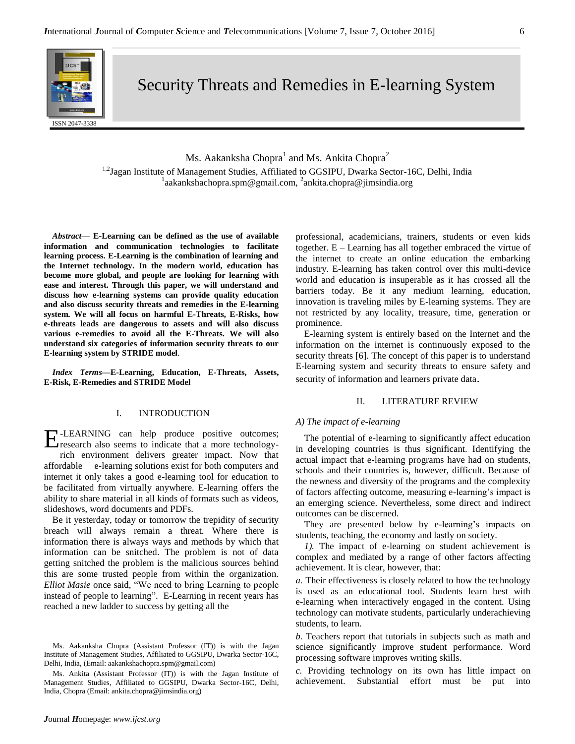# Security Threats and Remedies in E-learning System

Ms. Aakanksha Chopra[1] and Ms. Ankita Chopra[2]

[1,2]Jagan Institute of Management Studies, Affiliated to GGSIPU, Dwarka Sector-16C, Delhi, India
[1]aakankshachopra.spm@gmail.com, [2]ankita.chopra@jimsindia.org

***Abstract*— E-Learning can be defined as the use of available information and communication technologies to facilitate learning process. E-Learning is the combination of learning and the Internet technology. In the modern world, education has become more global, and people are looking for learning with ease and interest. Through this paper, we will understand and discuss how e-learning systems can provide quality education and also discuss security threats and remedies in the E-learning system. We will all focus on harmful E-Threats, E-Risks, how e-threats leads are dangerous to assets and will also discuss various e-remedies to avoid all the E-Threats. We will also understand six categories of information security threats to our E-learning system by STRIDE model.**

***Index Terms*—E-Learning, Education, E-Threats, Assets, E-Risk, E-Remedies and STRIDE Model**

## I. INTRODUCTION

E-LEARNING can help produce positive outcomes; research also seems to indicate that a more technology-rich environment delivers greater impact. Now that affordable e-learning solutions exist for both computers and internet it only takes a good e-learning tool for education to be facilitated from virtually anywhere. E-learning offers the ability to share material in all kinds of formats such as videos, slideshows, word documents and PDFs.

Be it yesterday, today or tomorrow the trepidity of security breach will always remain a threat. Where there is information there is always ways and methods by which that information can be snitched. The problem is not of data getting snitched the problem is the malicious sources behind this are some trusted people from within the organization. *Elliot Masie* once said, "We need to bring Learning to people instead of people to learning". E-Learning in recent years has reached a new ladder to success by getting all the professional, academicians, trainers, students or even kids together. E – Learning has all together embraced the virtue of the internet to create an online education the embarking industry. E-learning has taken control over this multi-device world and education is insuperable as it has crossed all the barriers today. Be it any medium learning, education, innovation is traveling miles by E-learning systems. They are not restricted by any locality, treasure, time, generation or prominence.

E-learning system is entirely based on the Internet and the information on the internet is continuously exposed to the security threats [6]. The concept of this paper is to understand E-learning system and security threats to ensure safety and security of information and learners private data.

## II. LITERATURE REVIEW

### *A) The impact of e-learning*

The potential of e-learning to significantly affect education in developing countries is thus significant. Identifying the actual impact that e-learning programs have had on students, schools and their countries is, however, difficult. Because of the newness and diversity of the programs and the complexity of factors affecting outcome, measuring e-learning's impact is an emerging science. Nevertheless, some direct and indirect outcomes can be discerned.

They are presented below by e-learning's impacts on students, teaching, the economy and lastly on society.

*1).* The impact of e-learning on student achievement is complex and mediated by a range of other factors affecting achievement. It is clear, however, that:

*a.* Their effectiveness is closely related to how the technology is used as an educational tool. Students learn best with e-learning when interactively engaged in the content. Using technology can motivate students, particularly underachieving students, to learn.

*b.* Teachers report that tutorials in subjects such as math and science significantly improve student performance. Word processing software improves writing skills.

*c.* Providing technology on its own has little impact on achievement. Substantial effort must be put into

Ms. Aakanksha Chopra (Assistant Professor (IT)) is with the Jagan Institute of Management Studies, Affiliated to GGSIPU, Dwarka Sector-16C, Delhi, India, (Email: aakankshachopra.spm@gmail.com)

Ms. Ankita (Assistant Professor (IT)) is with the Jagan Institute of Management Studies, Affiliated to GGSIPU, Dwarka Sector-16C, Delhi, India, Chopra (Email: ankita.chopra@jimsindia.org)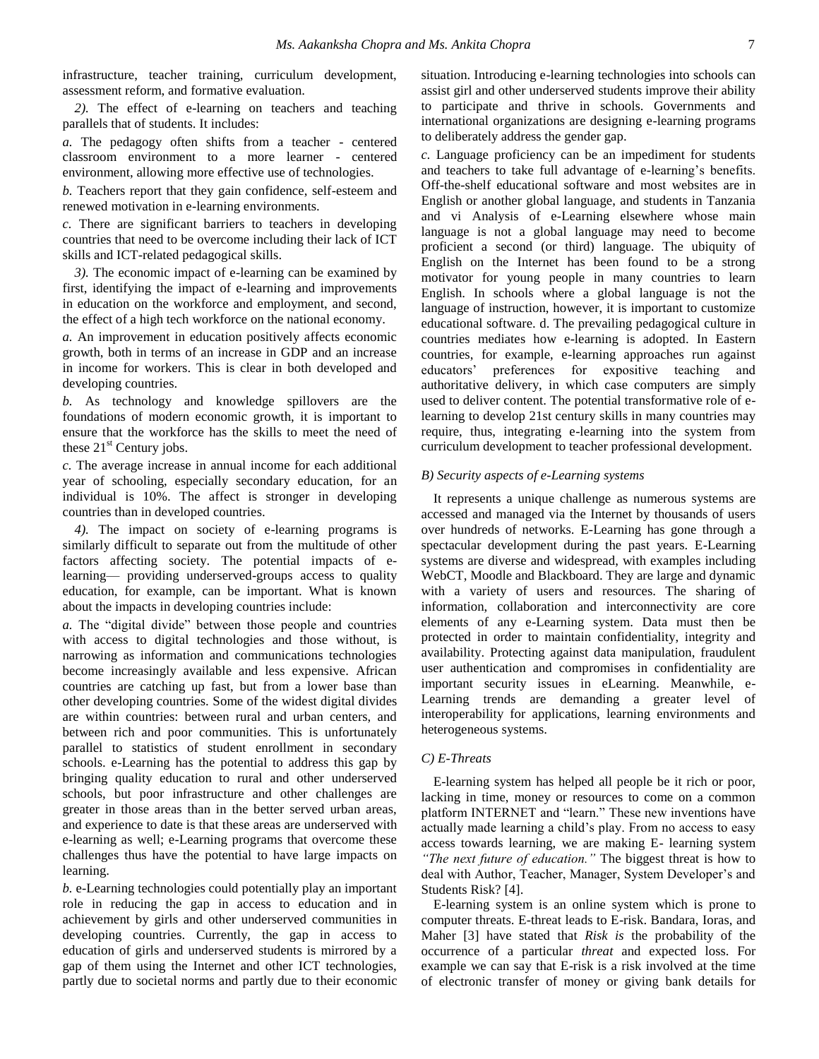infrastructure, teacher training, curriculum development, assessment reform, and formative evaluation.

*2).* The effect of e-learning on teachers and teaching parallels that of students. It includes:

*a.* The pedagogy often shifts from a teacher - centered classroom environment to a more learner - centered environment, allowing more effective use of technologies.

*b.* Teachers report that they gain confidence, self-esteem and renewed motivation in e-learning environments.

*c.* There are significant barriers to teachers in developing countries that need to be overcome including their lack of ICT skills and ICT-related pedagogical skills.

*3).* The economic impact of e-learning can be examined by first, identifying the impact of e-learning and improvements in education on the workforce and employment, and second, the effect of a high tech workforce on the national economy.

*a.* An improvement in education positively affects economic growth, both in terms of an increase in GDP and an increase in income for workers. This is clear in both developed and developing countries.

*b.* As technology and knowledge spillovers are the foundations of modern economic growth, it is important to ensure that the workforce has the skills to meet the need of these 21st Century jobs.

*c.* The average increase in annual income for each additional year of schooling, especially secondary education, for an individual is 10%. The affect is stronger in developing countries than in developed countries.

*4).* The impact on society of e-learning programs is similarly difficult to separate out from the multitude of other factors affecting society. The potential impacts of e-learning— providing underserved-groups access to quality education, for example, can be important. What is known about the impacts in developing countries include:

*a.* The "digital divide" between those people and countries with access to digital technologies and those without, is narrowing as information and communications technologies become increasingly available and less expensive. African countries are catching up fast, but from a lower base than other developing countries. Some of the widest digital divides are within countries: between rural and urban centers, and between rich and poor communities. This is unfortunately parallel to statistics of student enrollment in secondary schools. e-Learning has the potential to address this gap by bringing quality education to rural and other underserved schools, but poor infrastructure and other challenges are greater in those areas than in the better served urban areas, and experience to date is that these areas are underserved with e-learning as well; e-Learning programs that overcome these challenges thus have the potential to have large impacts on learning.

*b.* e-Learning technologies could potentially play an important role in reducing the gap in access to education and in achievement by girls and other underserved communities in developing countries. Currently, the gap in access to education of girls and underserved students is mirrored by a gap of them using the Internet and other ICT technologies, partly due to societal norms and partly due to their economic situation. Introducing e-learning technologies into schools can assist girl and other underserved students improve their ability to participate and thrive in schools. Governments and international organizations are designing e-learning programs to deliberately address the gender gap.

*c.* Language proficiency can be an impediment for students and teachers to take full advantage of e-learning's benefits. Off-the-shelf educational software and most websites are in English or another global language, and students in Tanzania and vi Analysis of e-Learning elsewhere whose main language is not a global language may need to become proficient a second (or third) language. The ubiquity of English on the Internet has been found to be a strong motivator for young people in many countries to learn English. In schools where a global language is not the language of instruction, however, it is important to customize educational software. d. The prevailing pedagogical culture in countries mediates how e-learning is adopted. In Eastern countries, for example, e-learning approaches run against educators' preferences for expositive teaching and authoritative delivery, in which case computers are simply used to deliver content. The potential transformative role of e-learning to develop 21st century skills in many countries may require, thus, integrating e-learning into the system from curriculum development to teacher professional development.

### *B) Security aspects of e-Learning systems*

It represents a unique challenge as numerous systems are accessed and managed via the Internet by thousands of users over hundreds of networks. E-Learning has gone through a spectacular development during the past years. E-Learning systems are diverse and widespread, with examples including WebCT, Moodle and Blackboard. They are large and dynamic with a variety of users and resources. The sharing of information, collaboration and interconnectivity are core elements of any e-Learning system. Data must then be protected in order to maintain confidentiality, integrity and availability. Protecting against data manipulation, fraudulent user authentication and compromises in confidentiality are important security issues in eLearning. Meanwhile, e-Learning trends are demanding a greater level of interoperability for applications, learning environments and heterogeneous systems.

### *C) E-Threats*

E-learning system has helped all people be it rich or poor, lacking in time, money or resources to come on a common platform INTERNET and "learn." These new inventions have actually made learning a child's play. From no access to easy access towards learning, we are making E- learning system *"The next future of education."* The biggest threat is how to deal with Author, Teacher, Manager, System Developer's and Students Risk? [4].

E-learning system is an online system which is prone to computer threats. E-threat leads to E-risk. Bandara, Ioras, and Maher [3] have stated that *Risk is* the probability of the occurrence of a particular *threat* and expected loss. For example we can say that E-risk is a risk involved at the time of electronic transfer of money or giving bank details for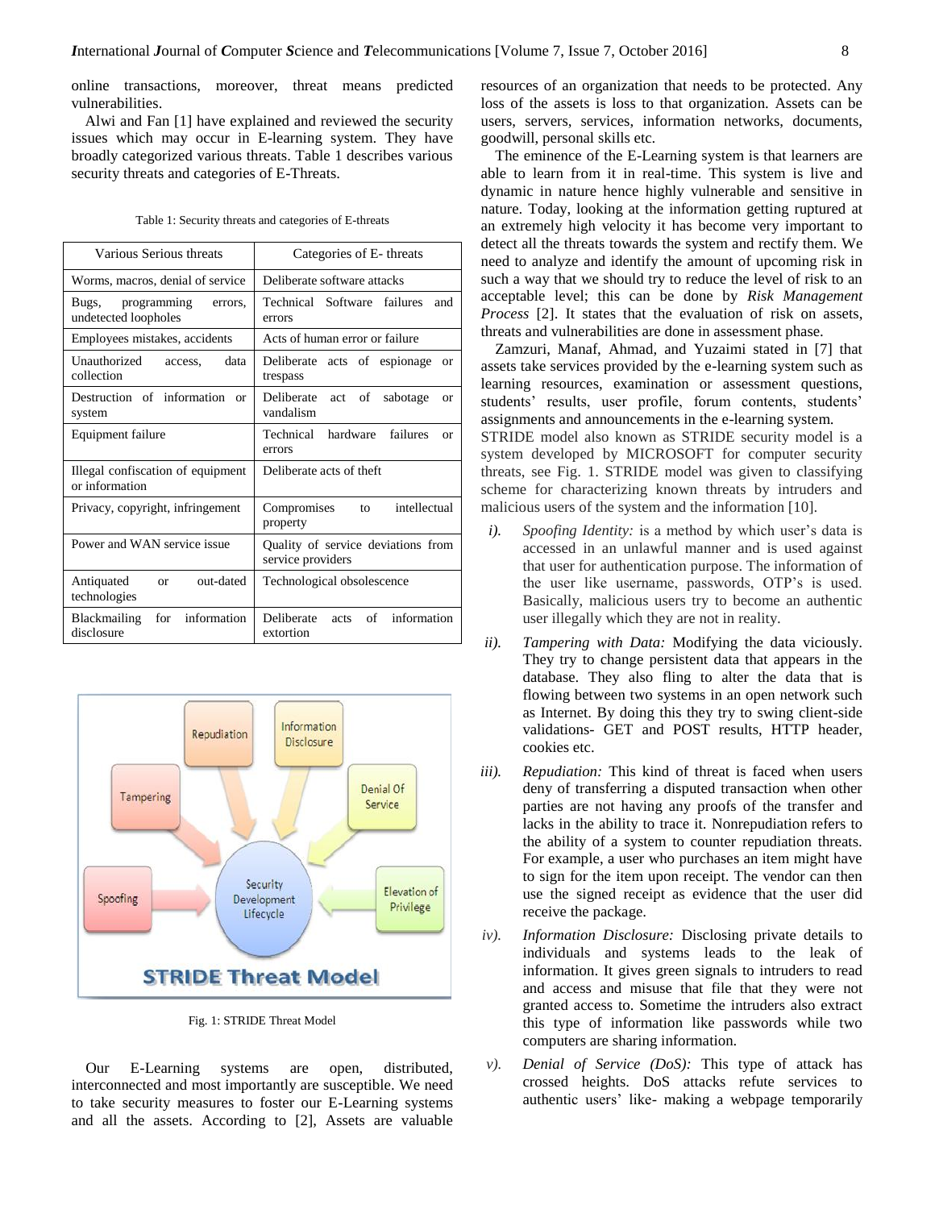online transactions, moreover, threat means predicted vulnerabilities.

Alwi and Fan [1] have explained and reviewed the security issues which may occur in E-learning system. They have broadly categorized various threats. Table 1 describes various security threats and categories of E-Threats.

Table 1: Security threats and categories of E-threats

| Various Serious threats | Categories of E- threats |
|---|---|
| Worms, macros, denial of service | Deliberate software attacks |
| Bugs, programming errors, undetected loopholes | Technical Software failures and errors |
| Employees mistakes, accidents | Acts of human error or failure |
| Unauthorized access, data collection | Deliberate acts of espionage or trespass |
| Destruction of information or system | Deliberate act of sabotage or vandalism |
| Equipment failure | Technical hardware failures or errors |
| Illegal confiscation of equipment or information | Deliberate acts of theft |
| Privacy, copyright, infringement | Compromises to intellectual property |
| Power and WAN service issue | Quality of service deviations from service providers |
| Antiquated or out-dated technologies | Technological obsolescence |
| Blackmailing for information disclosure | Deliberate acts of information extortion |

Fig. 1: STRIDE Threat Model

Our E-Learning systems are open, distributed, interconnected and most importantly are susceptible. We need to take security measures to foster our E-Learning systems and all the assets. According to [2], Assets are valuable resources of an organization that needs to be protected. Any loss of the assets is loss to that organization. Assets can be users, servers, services, information networks, documents, goodwill, personal skills etc.

The eminence of the E-Learning system is that learners are able to learn from it in real-time. This system is live and dynamic in nature hence highly vulnerable and sensitive in nature. Today, looking at the information getting ruptured at an extremely high velocity it has become very important to detect all the threats towards the system and rectify them. We need to analyze and identify the amount of upcoming risk in such a way that we should try to reduce the level of risk to an acceptable level; this can be done by *Risk Management Process* [2]. It states that the evaluation of risk on assets, threats and vulnerabilities are done in assessment phase.

Zamzuri, Manaf, Ahmad, and Yuzaimi stated in [7] that assets take services provided by the e-learning system such as learning resources, examination or assessment questions, students' results, user profile, forum contents, students' assignments and announcements in the e-learning system.

STRIDE model also known as STRIDE security model is a system developed by MICROSOFT for computer security threats, see Fig. 1. STRIDE model was given to classifying scheme for characterizing known threats by intruders and malicious users of the system and the information [10].

i). *Spoofing Identity:* is a method by which user's data is accessed in an unlawful manner and is used against that user for authentication purpose. The information of the user like username, passwords, OTP's is used. Basically, malicious users try to become an authentic user illegally which they are not in reality.

ii). *Tampering with Data:* Modifying the data viciously. They try to change persistent data that appears in the database. They also fling to alter the data that is flowing between two systems in an open network such as Internet. By doing this they try to swing client-side validations- GET and POST results, HTTP header, cookies etc.

iii). *Repudiation:* This kind of threat is faced when users deny of transferring a disputed transaction when other parties are not having any proofs of the transfer and lacks in the ability to trace it. Nonrepudiation refers to the ability of a system to counter repudiation threats. For example, a user who purchases an item might have to sign for the item upon receipt. The vendor can then use the signed receipt as evidence that the user did receive the package.

iv). *Information Disclosure:* Disclosing private details to individuals and systems leads to the leak of information. It gives green signals to intruders to read and access and misuse that file that they were not granted access to. Sometime the intruders also extract this type of information like passwords while two computers are sharing information.

v). *Denial of Service (DoS):* This type of attack has crossed heights. DoS attacks refute services to authentic users' like- making a webpage temporarily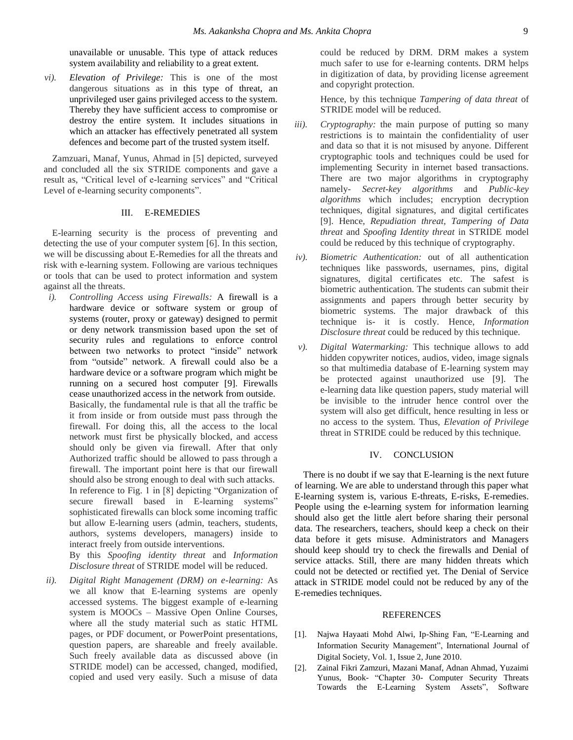unavailable or unusable. This type of attack reduces system availability and reliability to a great extent.

*vi). Elevation of Privilege:* This is one of the most dangerous situations as in this type of threat, an unprivileged user gains privileged access to the system. Thereby they have sufficient access to compromise or destroy the entire system. It includes situations in which an attacker has effectively penetrated all system defences and become part of the trusted system itself.

Zamzuari, Manaf, Yunus, Ahmad in [5] depicted, surveyed and concluded all the six STRIDE components and gave a result as, "Critical level of e-learning services" and "Critical Level of e-learning security components".

## III. E-REMEDIES

E-learning security is the process of preventing and detecting the use of your computer system [6]. In this section, we will be discussing about E-Remedies for all the threats and risk with e-learning system. Following are various techniques or tools that can be used to protect information and system against all the threats.

*i). Controlling Access using Firewalls:* A firewall is a hardware device or software system or group of systems (router, proxy or gateway) designed to permit or deny network transmission based upon the set of security rules and regulations to enforce control between two networks to protect "inside" network from "outside" network. A firewall could also be a hardware device or a software program which might be running on a secured host computer [9]. Firewalls cease unauthorized access in the network from outside. Basically, the fundamental rule is that all the traffic be it from inside or from outside must pass through the firewall. For doing this, all the access to the local network must first be physically blocked, and access should only be given via firewall. After that only Authorized traffic should be allowed to pass through a firewall. The important point here is that our firewall should also be strong enough to deal with such attacks. In reference to Fig. 1 in [8] depicting "Organization of secure firewall based in E-learning systems" sophisticated firewalls can block some incoming traffic but allow E-learning users (admin, teachers, students, authors, systems developers, managers) inside to interact freely from outside interventions.

By this *Spoofing identity threat* and *Information Disclosure threat* of STRIDE model will be reduced.

*ii). Digital Right Management (DRM) on e-learning:* As we all know that E-learning systems are openly accessed systems. The biggest example of e-learning system is MOOCs – Massive Open Online Courses, where all the study material such as static HTML pages, or PDF document, or PowerPoint presentations, question papers, are shareable and freely available. Such freely available data as discussed above (in STRIDE model) can be accessed, changed, modified, copied and used very easily. Such a misuse of data could be reduced by DRM. DRM makes a system much safer to use for e-learning contents. DRM helps in digitization of data, by providing license agreement and copyright protection.

Hence, by this technique *Tampering of data threat* of STRIDE model will be reduced.

*iii). Cryptography:* the main purpose of putting so many restrictions is to maintain the confidentiality of user and data so that it is not misused by anyone. Different cryptographic tools and techniques could be used for implementing Security in internet based transactions. There are two major algorithms in cryptography namely- *Secret-key algorithms* and *Public-key algorithms* which includes; encryption decryption techniques, digital signatures, and digital certificates [9]. Hence, *Repudiation threat, Tampering of Data threat* and *Spoofing Identity threat* in STRIDE model could be reduced by this technique of cryptography.

*iv). Biometric Authentication:* out of all authentication techniques like passwords, usernames, pins, digital signatures, digital certificates etc. The safest is biometric authentication. The students can submit their assignments and papers through better security by biometric systems. The major drawback of this technique is- it is costly. Hence, *Information Disclosure threat* could be reduced by this technique.

*v). Digital Watermarking:* This technique allows to add hidden copywriter notices, audios, video, image signals so that multimedia database of E-learning system may be protected against unauthorized use [9]. The e-learning data like question papers, study material will be invisible to the intruder hence control over the system will also get difficult, hence resulting in less or no access to the system. Thus, *Elevation of Privilege* threat in STRIDE could be reduced by this technique.

## IV. CONCLUSION

There is no doubt if we say that E-learning is the next future of learning. We are able to understand through this paper what E-learning system is, various E-threats, E-risks, E-remedies. People using the e-learning system for information learning should also get the little alert before sharing their personal data. The researchers, teachers, should keep a check on their data before it gets misuse. Administrators and Managers should keep should try to check the firewalls and Denial of service attacks. Still, there are many hidden threats which could not be detected or rectified yet. The Denial of Service attack in STRIDE model could not be reduced by any of the E-remedies techniques.

## REFERENCES

[1]. Najwa Hayaati Mohd Alwi, Ip-Shing Fan, "E-Learning and Information Security Management", International Journal of Digital Society, Vol. 1, Issue 2, June 2010.

[2]. Zainal Fikri Zamzuri, Mazani Manaf, Adnan Ahmad, Yuzaimi Yunus, Book- "Chapter 30- Computer Security Threats Towards the E-Learning System Assets", Software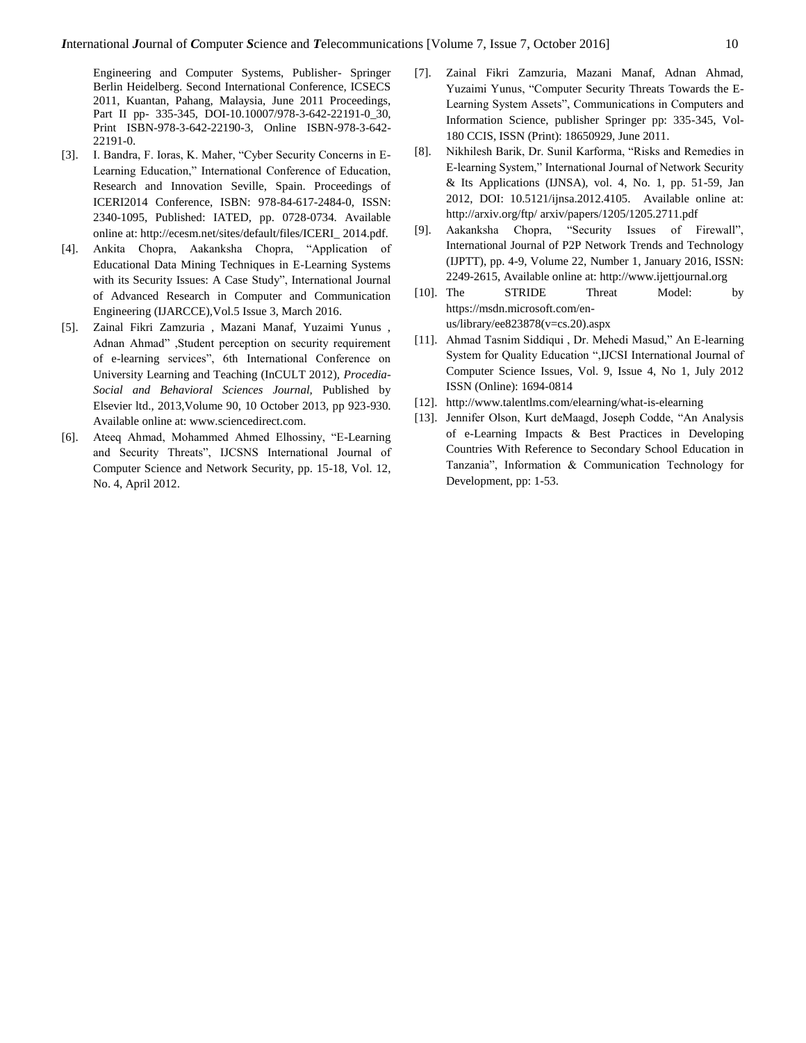Engineering and Computer Systems, Publisher- Springer Berlin Heidelberg. Second International Conference, ICSECS 2011, Kuantan, Pahang, Malaysia, June 2011 Proceedings, Part II pp- 335-345, DOI-10.10007/978-3-642-22191-0_30, Print ISBN-978-3-642-22190-3, Online ISBN-978-3-642-22191-0.

[3]. I. Bandra, F. Ioras, K. Maher, "Cyber Security Concerns in E-Learning Education," International Conference of Education, Research and Innovation Seville, Spain. Proceedings of ICERI2014 Conference, ISBN: 978-84-617-2484-0, ISSN: 2340-1095, Published: IATED, pp. 0728-0734. Available online at: http://ecesm.net/sites/default/files/ICERI_ 2014.pdf.

[4]. Ankita Chopra, Aakanksha Chopra, "Application of Educational Data Mining Techniques in E-Learning Systems with its Security Issues: A Case Study", International Journal of Advanced Research in Computer and Communication Engineering (IJARCCE),Vol.5 Issue 3, March 2016.

[5]. Zainal Fikri Zamzuria , Mazani Manaf, Yuzaimi Yunus , Adnan Ahmad" ,Student perception on security requirement of e-learning services", 6th International Conference on University Learning and Teaching (InCULT 2012), *Procedia-Social and Behavioral Sciences Journal,* Published by Elsevier ltd., 2013,Volume 90, 10 October 2013, pp 923-930. Available online at: www.sciencedirect.com.

[6]. Ateeq Ahmad, Mohammed Ahmed Elhossiny, "E-Learning and Security Threats", IJCSNS International Journal of Computer Science and Network Security, pp. 15-18, Vol. 12, No. 4, April 2012.

[7]. Zainal Fikri Zamzuria, Mazani Manaf, Adnan Ahmad, Yuzaimi Yunus, "Computer Security Threats Towards the E-Learning System Assets", Communications in Computers and Information Science, publisher Springer pp: 335-345, Vol-180 CCIS, ISSN (Print): 18650929, June 2011.

[8]. Nikhilesh Barik, Dr. Sunil Karforma, "Risks and Remedies in E-learning System," International Journal of Network Security & Its Applications (IJNSA), vol. 4, No. 1, pp. 51-59, Jan 2012, DOI: 10.5121/ijnsa.2012.4105. Available online at: http://arxiv.org/ftp/ arxiv/papers/1205/1205.2711.pdf

[9]. Aakanksha Chopra, "Security Issues of Firewall", International Journal of P2P Network Trends and Technology (IJPTT), pp. 4-9, Volume 22, Number 1, January 2016, ISSN: 2249-2615, Available online at: http://www.ijettjournal.org

[10]. The STRIDE Threat Model: by https://msdn.microsoft.com/en-us/library/ee823878(v=cs.20).aspx

[11]. Ahmad Tasnim Siddiqui , Dr. Mehedi Masud," An E-learning System for Quality Education ",IJCSI International Journal of Computer Science Issues, Vol. 9, Issue 4, No 1, July 2012 ISSN (Online): 1694-0814

[12]. http://www.talentlms.com/elearning/what-is-elearning

[13]. Jennifer Olson, Kurt deMaagd, Joseph Codde, "An Analysis of e-Learning Impacts & Best Practices in Developing Countries With Reference to Secondary School Education in Tanzania", Information & Communication Technology for Development, pp: 1-53.